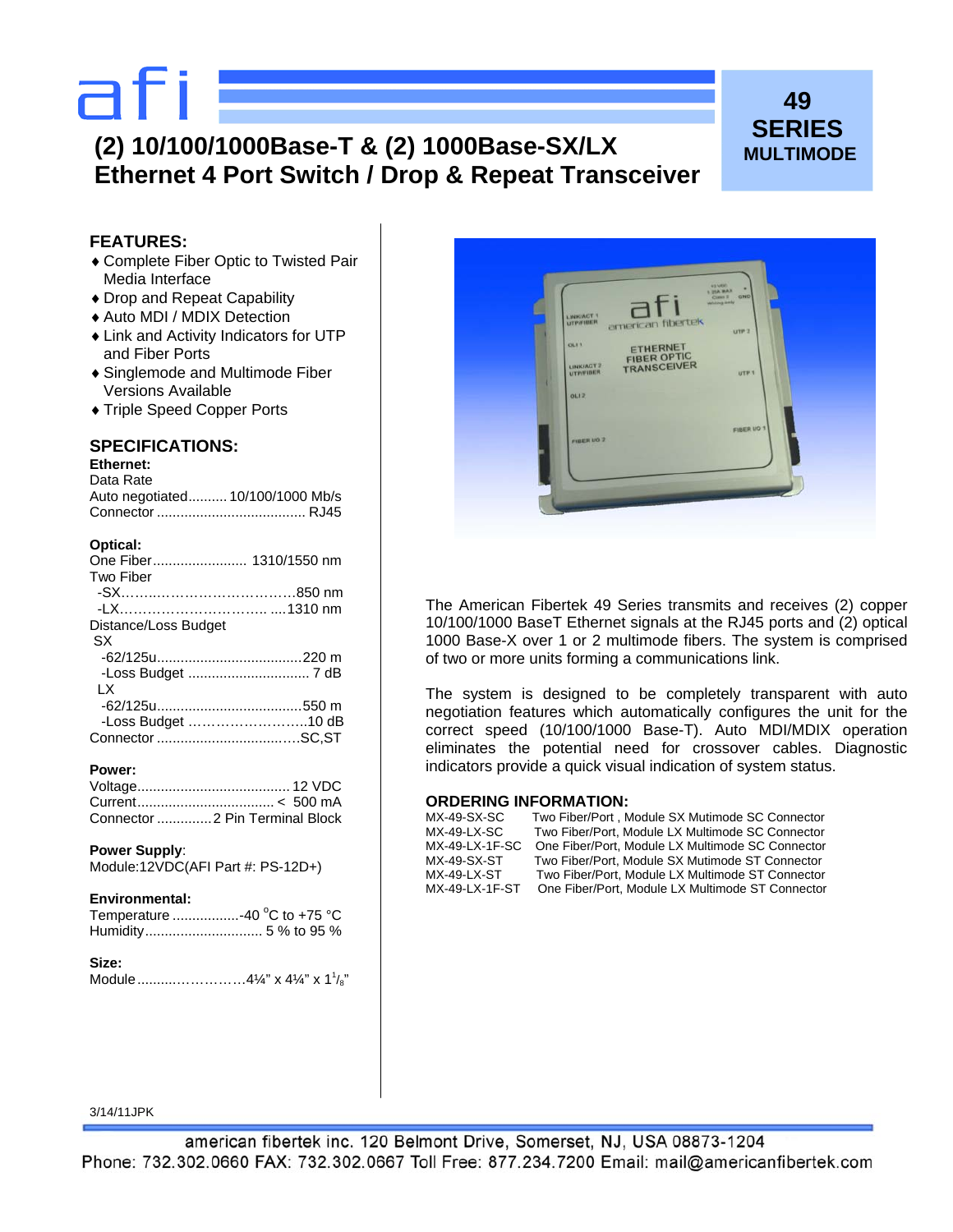# afi

# (2) 10/100/1000Base-T & (2) 1000Base-SX/LX Ethernet 4 Port Switch / Drop & Repeat Transceiver

**49 SERIES MULTIMODE**

## FEATURES:

- Complete Fiber Optic to Twisted Pair Media Interface
- Drop and Repeat Capability
- Auto MDI / MDIX Detection
- Link and Activity Indicators for UTP and Fiber Ports
- Singlemode and Multimode Fiber Versions Available
- Triple Speed Copper Ports

## SPECIFICATIONS:

**Ethernet:**

Data Rate
Auto negotiated.......... 10/100/1000 Mb/s
Connector ...................................... RJ45

**Optical:**

One Fiber........................ 1310/1550 nm
Two Fiber
-SX……...……………………….850 nm
-LX………………………….. ....1310 nm
Distance/Loss Budget
SX
-62/125u.....................................220 m
-Loss Budget ............................... 7 dB
LX
-62/125u.....................................550 m
-Loss Budget ……………………..10 dB
Connector ..................................….SC,ST

**Power:**

Voltage....................................... 12 VDC
Current................................... < 500 mA
Connector .............2 Pin Terminal Block

**Power Supply**:
Module:12VDC(AFI Part #: PS-12D+)

**Environmental:**

Temperature .................-40 °C to +75 °C
Humidity............................. 5 % to 95 %

**Size:**

Module ..........……………4¼" x 4¼" x 1⅛"

The American Fibertek 49 Series transmits and receives (2) copper 10/100/1000 BaseT Ethernet signals at the RJ45 ports and (2) optical 1000 Base-X over 1 or 2 multimode fibers. The system is comprised of two or more units forming a communications link.

The system is designed to be completely transparent with auto negotiation features which automatically configures the unit for the correct speed (10/100/1000 Base-T). Auto MDI/MDIX operation eliminates the potential need for crossover cables. Diagnostic indicators provide a quick visual indication of system status.

## ORDERING INFORMATION:

| | |
|---|---|
| MX-49-SX-SC | Two Fiber/Port , Module SX Mutimode SC Connector |
| MX-49-LX-SC | Two Fiber/Port, Module LX Multimode SC Connector |
| MX-49-LX-1F-SC | One Fiber/Port, Module LX Multimode SC Connector |
| MX-49-SX-ST | Two Fiber/Port, Module SX Multimode ST Connector |
| MX-49-LX-ST | Two Fiber/Port, Module LX Multimode ST Connector |
| MX-49-LX-1F-ST | One Fiber/Port, Module LX Multimode ST Connector |

3/14/11JPK

american fibertek inc. 120 Belmont Drive, Somerset, NJ, USA 08873-1204
Phone: 732.302.0660 FAX: 732.302.0667 Toll Free: 877.234.7200 Email: mail@americanfibertek.com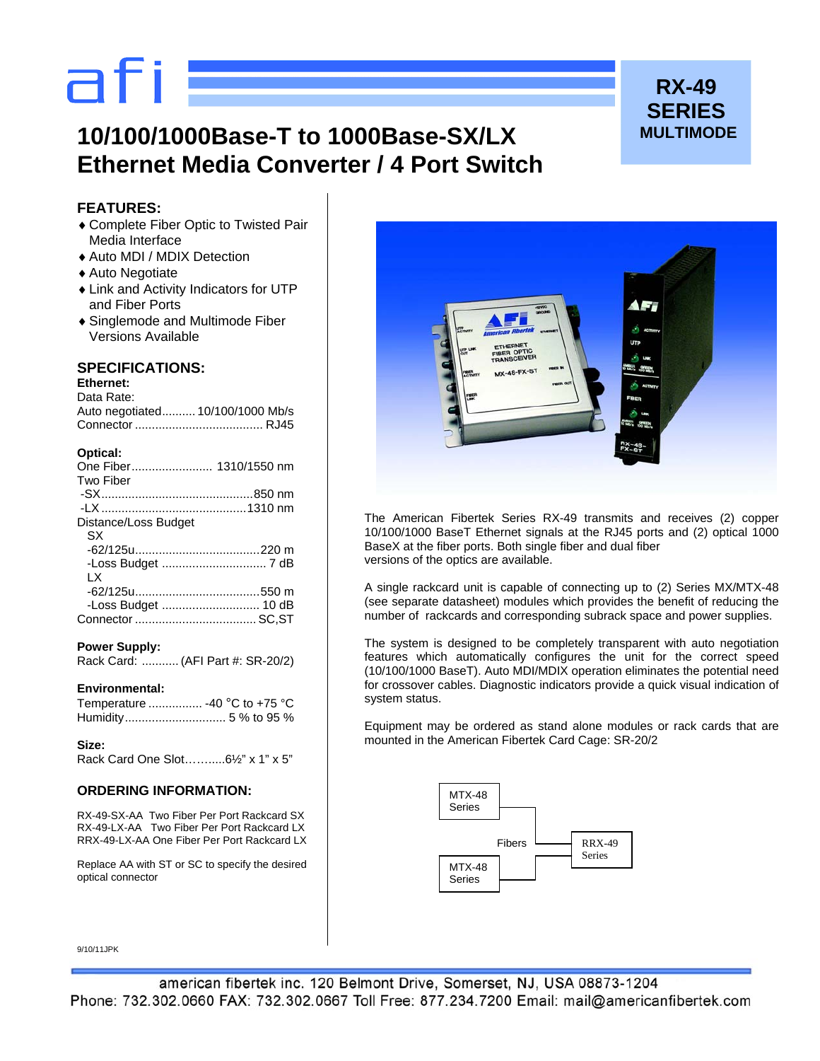afi

**RX-49 SERIES**
**MULTIMODE**

# 10/100/1000Base-T to 1000Base-SX/LX Ethernet Media Converter / 4 Port Switch

## FEATURES:

- Complete Fiber Optic to Twisted Pair Media Interface
- Auto MDI / MDIX Detection
- Auto Negotiate
- Link and Activity Indicators for UTP and Fiber Ports
- Singlemode and Multimode Fiber Versions Available

## SPECIFICATIONS:

**Ethernet:**

Data Rate:
Auto negotiated.......... 10/100/1000 Mb/s
Connector ..................................... RJ45

**Optical:**

One Fiber........................ 1310/1550 nm
Two Fiber
-SX.............................................850 nm
-LX ...........................................1310 nm
Distance/Loss Budget
SX
-62/125u.....................................220 m
-Loss Budget ............................... 7 dB
LX
-62/125u.....................................550 m
-Loss Budget ............................. 10 dB
Connector .................................... SC,ST

**Power Supply:**

Rack Card: ........... (AFI Part #: SR-20/2)

**Environmental:**

Temperature ................ -40 °C to +75 °C
Humidity.............................. 5 % to 95 %

**Size:**

Rack Card One Slot……....6½" x 1" x 5"

## ORDERING INFORMATION:

RX-49-SX-AA Two Fiber Per Port Rackcard SX
RX-49-LX-AA Two Fiber Per Port Rackcard LX
RRX-49-LX-AA One Fiber Per Port Rackcard LX

Replace AA with ST or SC to specify the desired optical connector

The American Fibertek Series RX-49 transmits and receives (2) copper 10/100/1000 BaseT Ethernet signals at the RJ45 ports and (2) optical 1000 BaseX at the fiber ports. Both single fiber and dual fiber versions of the optics are available.

A single rackcard unit is capable of connecting up to (2) Series MX/MTX-48 (see separate datasheet) modules which provides the benefit of reducing the number of rackcards and corresponding subrack space and power supplies.

The system is designed to be completely transparent with auto negotiation features which automatically configures the unit for the correct speed (10/100/1000 BaseT). Auto MDI/MDIX operation eliminates the potential need for crossover cables. Diagnostic indicators provide a quick visual indication of system status.

Equipment may be ordered as stand alone modules or rack cards that are mounted in the American Fibertek Card Cage: SR-20/2

MTX-48 Series
MTX-48 Series
Fibers
RRX-49 Series

9/10/11JPK

american fibertek inc. 120 Belmont Drive, Somerset, NJ, USA 08873-1204
Phone: 732.302.0660 FAX: 732.302.0667 Toll Free: 877.234.7200 Email: mail@americanfibertek.com